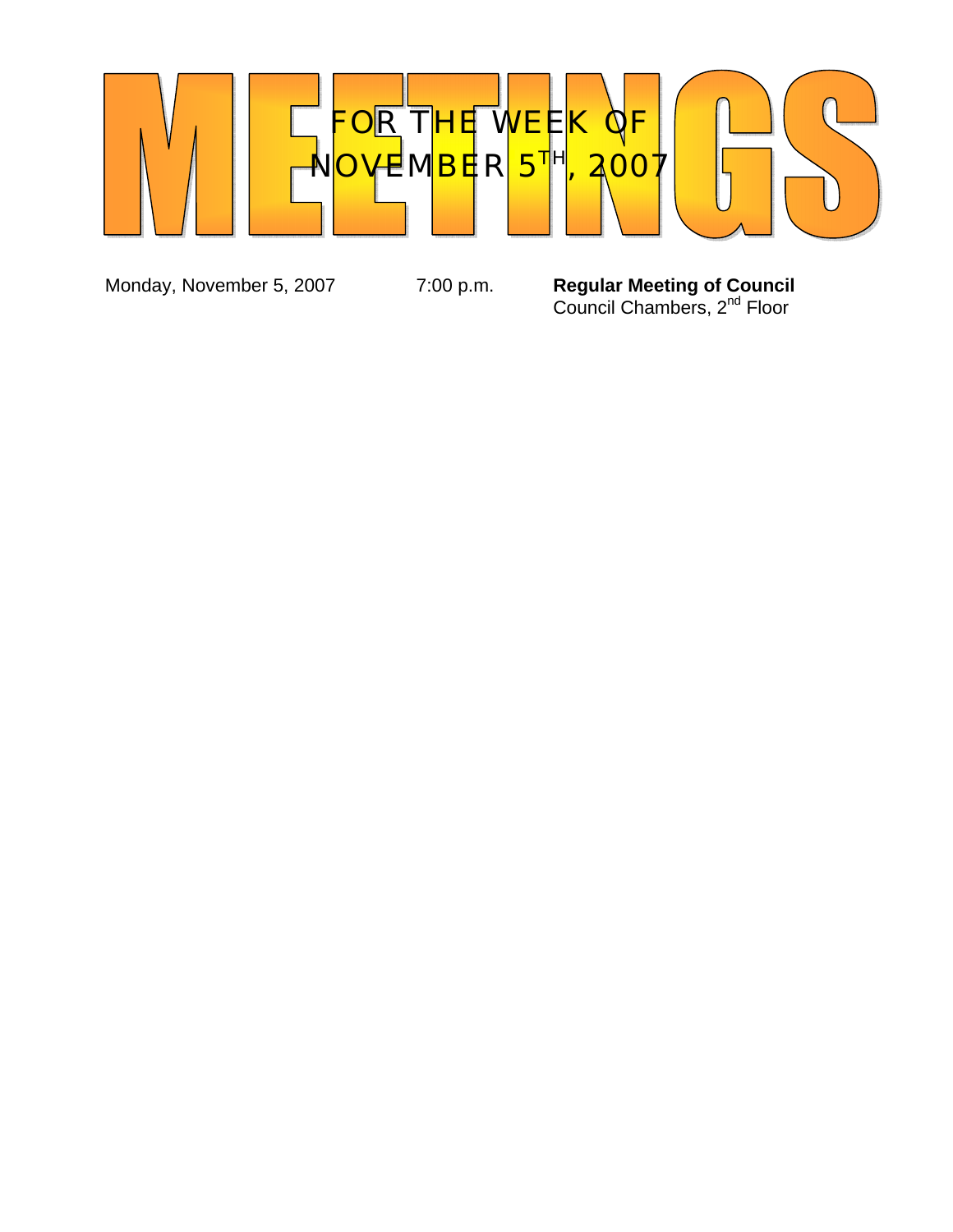# MEETINGS

## FOR THE WEEK OF NOVEMBER 5TH, 2007

| | | |
|---|---|---|
| Monday, November 5, 2007 | 7:00 p.m. | **Regular Meeting of Council**<br>Council Chambers, 2nd Floor |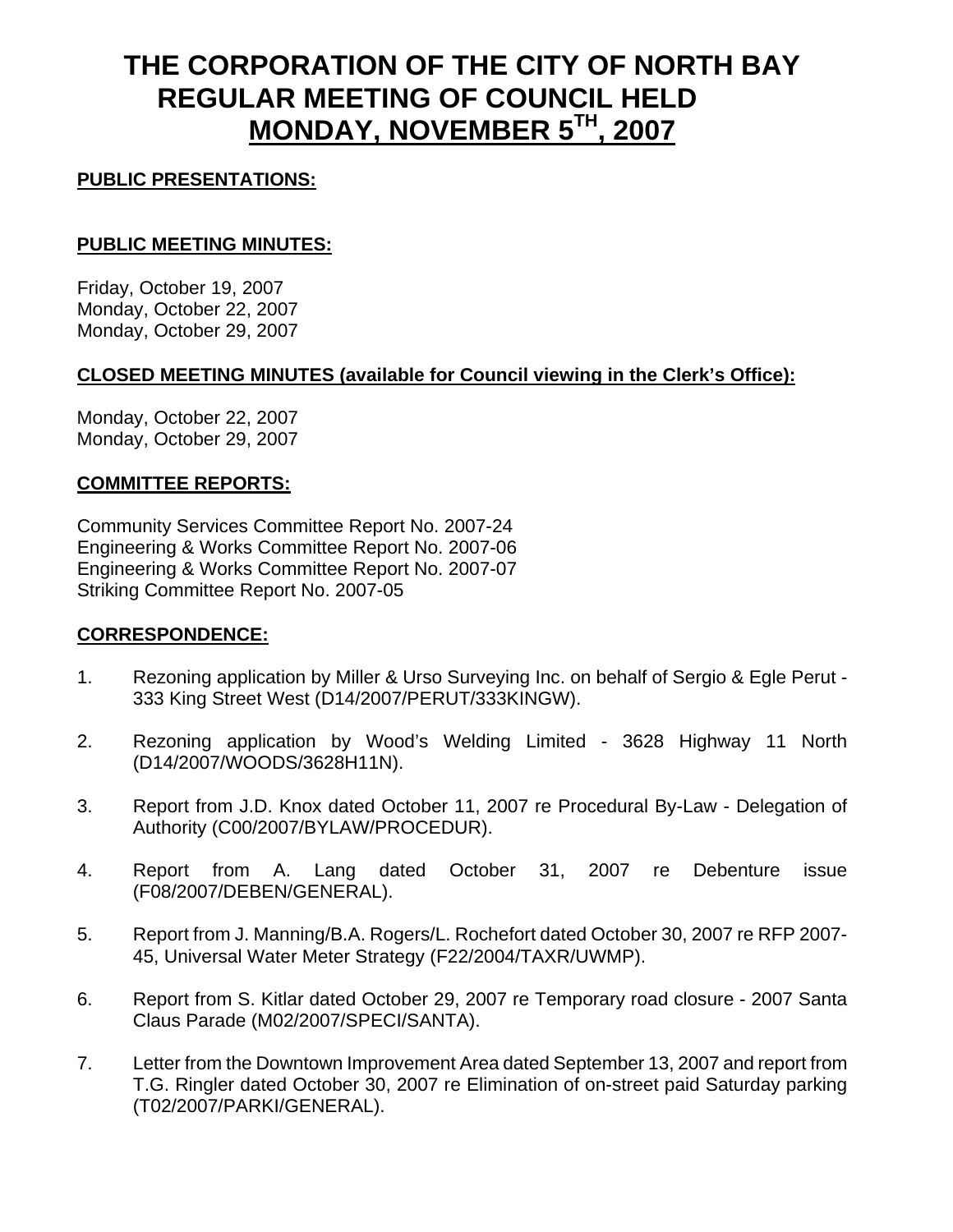# THE CORPORATION OF THE CITY OF NORTH BAY REGULAR MEETING OF COUNCIL HELD MONDAY, NOVEMBER 5TH, 2007

**PUBLIC PRESENTATIONS:**

**PUBLIC MEETING MINUTES:**

Friday, October 19, 2007
Monday, October 22, 2007
Monday, October 29, 2007

**CLOSED MEETING MINUTES (available for Council viewing in the Clerk's Office):**

Monday, October 22, 2007
Monday, October 29, 2007

**COMMITTEE REPORTS:**

Community Services Committee Report No. 2007-24
Engineering & Works Committee Report No. 2007-06
Engineering & Works Committee Report No. 2007-07
Striking Committee Report No. 2007-05

**CORRESPONDENCE:**

1. Rezoning application by Miller & Urso Surveying Inc. on behalf of Sergio & Egle Perut - 333 King Street West (D14/2007/PERUT/333KINGW).

2. Rezoning application by Wood's Welding Limited - 3628 Highway 11 North (D14/2007/WOODS/3628H11N).

3. Report from J.D. Knox dated October 11, 2007 re Procedural By-Law - Delegation of Authority (C00/2007/BYLAW/PROCEDUR).

4. Report from A. Lang dated October 31, 2007 re Debenture issue (F08/2007/DEBEN/GENERAL).

5. Report from J. Manning/B.A. Rogers/L. Rochefort dated October 30, 2007 re RFP 2007-45, Universal Water Meter Strategy (F22/2004/TAXR/UWMP).

6. Report from S. Kitlar dated October 29, 2007 re Temporary road closure - 2007 Santa Claus Parade (M02/2007/SPECI/SANTA).

7. Letter from the Downtown Improvement Area dated September 13, 2007 and report from T.G. Ringler dated October 30, 2007 re Elimination of on-street paid Saturday parking (T02/2007/PARKI/GENERAL).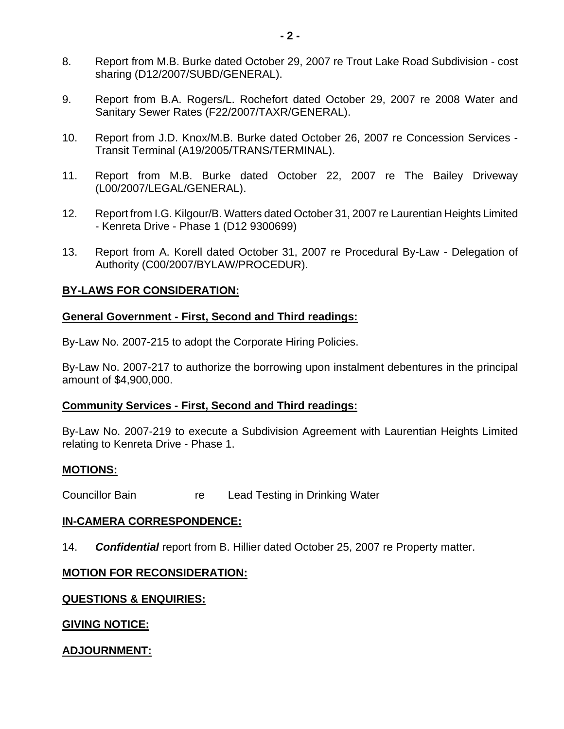8. Report from M.B. Burke dated October 29, 2007 re Trout Lake Road Subdivision - cost sharing (D12/2007/SUBD/GENERAL).

9. Report from B.A. Rogers/L. Rochefort dated October 29, 2007 re 2008 Water and Sanitary Sewer Rates (F22/2007/TAXR/GENERAL).

10. Report from J.D. Knox/M.B. Burke dated October 26, 2007 re Concession Services - Transit Terminal (A19/2005/TRANS/TERMINAL).

11. Report from M.B. Burke dated October 22, 2007 re The Bailey Driveway (L00/2007/LEGAL/GENERAL).

12. Report from I.G. Kilgour/B. Watters dated October 31, 2007 re Laurentian Heights Limited - Kenreta Drive - Phase 1 (D12 9300699)

13. Report from A. Korell dated October 31, 2007 re Procedural By-Law - Delegation of Authority (C00/2007/BYLAW/PROCEDUR).

**BY-LAWS FOR CONSIDERATION:**

**General Government - First, Second and Third readings:**

By-Law No. 2007-215 to adopt the Corporate Hiring Policies.

By-Law No. 2007-217 to authorize the borrowing upon instalment debentures in the principal amount of $4,900,000.

**Community Services - First, Second and Third readings:**

By-Law No. 2007-219 to execute a Subdivision Agreement with Laurentian Heights Limited relating to Kenreta Drive - Phase 1.

**MOTIONS:**

Councillor Bain re Lead Testing in Drinking Water

**IN-CAMERA CORRESPONDENCE:**

14. ***Confidential*** report from B. Hillier dated October 25, 2007 re Property matter.

**MOTION FOR RECONSIDERATION:**

**QUESTIONS & ENQUIRIES:**

**GIVING NOTICE:**

**ADJOURNMENT:**